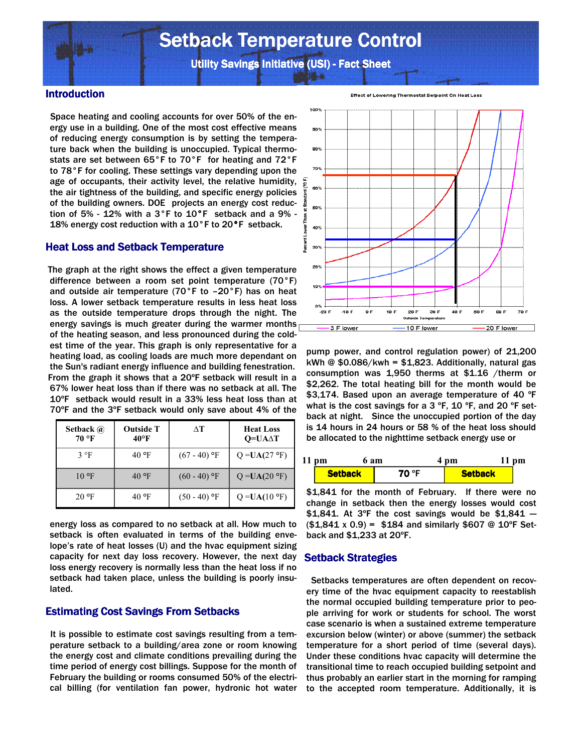# Setback Temperature Control

## Utility Savings Initiative (USI) - Fact Sheet

## Introduction

Space heating and cooling accounts for over 50% of the energy use in a building. One of the most cost effective means of reducing energy consumption is by setting the temperature back when the building is unoccupied. Typical thermostats are set between 65°F to 70°F for heating and 72°F to 78°F for cooling. These settings vary depending upon the age of occupants, their activity level, the relative humidity, the air tightness of the building, and specific energy policies of the building owners. DOE projects an energy cost reduction of 5% - 12% with a 3°F to 10°F setback and a 9% - 18% energy cost reduction with a 10°F to 20°F setback.

## Heat Loss and Setback Temperature

The graph at the right shows the effect a given temperature difference between a room set point temperature (70°F) and outside air temperature (70°F to –20°F) has on heat loss. A lower setback temperature results in less heat loss as the outside temperature drops through the night. The energy savings is much greater during the warmer months of the heating season, and less pronounced during the coldest time of the year. This graph is only representative for a heating load, as cooling loads are much more dependant on the Sun's radiant energy influence and building fenestration. From the graph it shows that a 20ºF setback will result in a 67% lower heat loss than if there was no setback at all. The 10ºF setback would result in a 33% less heat loss than at 70ºF and the 3ºF setback would only save about 4% of the energy loss as compared to no setback at all. How much to setback is often evaluated in terms of the building envelope's rate of heat losses (U) and the hvac equipment sizing capacity for next day loss recovery. However, the next day loss energy recovery is normally less than the heat loss if no setback had taken place, unless the building is poorly insulated.

| Setback @ 70 °F | Outside T 40°F | ΔT | Heat Loss Q=UAΔT |
|---|---|---|---|
| 3 °F | 40 °F | (67 - 40) °F | Q =**UA**(27 °F) |
| 10 °F | 40 °F | (60 - 40) °F | Q =**UA**(20 °F) |
| 20 °F | 40 °F | (50 - 40) °F | Q =**UA**(10 °F) |

Effect of Lowering Thermostat Setpoint On Heat Loss

(Graph: Percent Lower Than at Standard (70 F) vs. Outside Temperature, -20 F to 70 F; curves: 3 F lower, 10 F lower, 20 F lower)

## Estimating Cost Savings From Setbacks

It is possible to estimate cost savings resulting from a temperature setback to a building/area zone or room knowing the energy cost and climate conditions prevailing during the time period of energy cost billings. Suppose for the month of February the building or rooms consumed 50% of the electrical billing (for ventilation fan power, hydronic hot water pump power, and control regulation power) of 21,200 kWh @ $0.086/kwh = $1,823. Additionally, natural gas consumption was 1,950 therms at $1.16 /therm or $2,262. The total heating bill for the month would be $3,174. Based upon an average temperature of 40 ºF what is the cost savings for a 3 ºF, 10 ºF, and 20 ºF setback at night. Since the unoccupied portion of the day is 14 hours in 24 hours or 58 % of the heat loss should be allocated to the nighttime setback energy use or

| 11 pm – 6 am | 6 am – 4 pm | 4 pm – 11 pm |
|---|---|---|
| Setback | 70 °F | Setback |

$1,841 for the month of February. If there were no change in setback then the energy losses would cost $1,841. At 3ºF the cost savings would be $1,841 — ($1,841 x 0.9) = $184 and similarly $607 @ 10ºF Setback and $1,233 at 20ºF.

## Setback Strategies

Setbacks temperatures are often dependent on recovery time of the hvac equipment capacity to reestablish the normal occupied building temperature prior to people arriving for work or students for school. The worst case scenario is when a sustained extreme temperature excursion below (winter) or above (summer) the setback temperature for a short period of time (several days). Under these conditions hvac capacity will determine the transitional time to reach occupied building setpoint and thus probably an earlier start in the morning for ramping to the accepted room temperature. Additionally, it is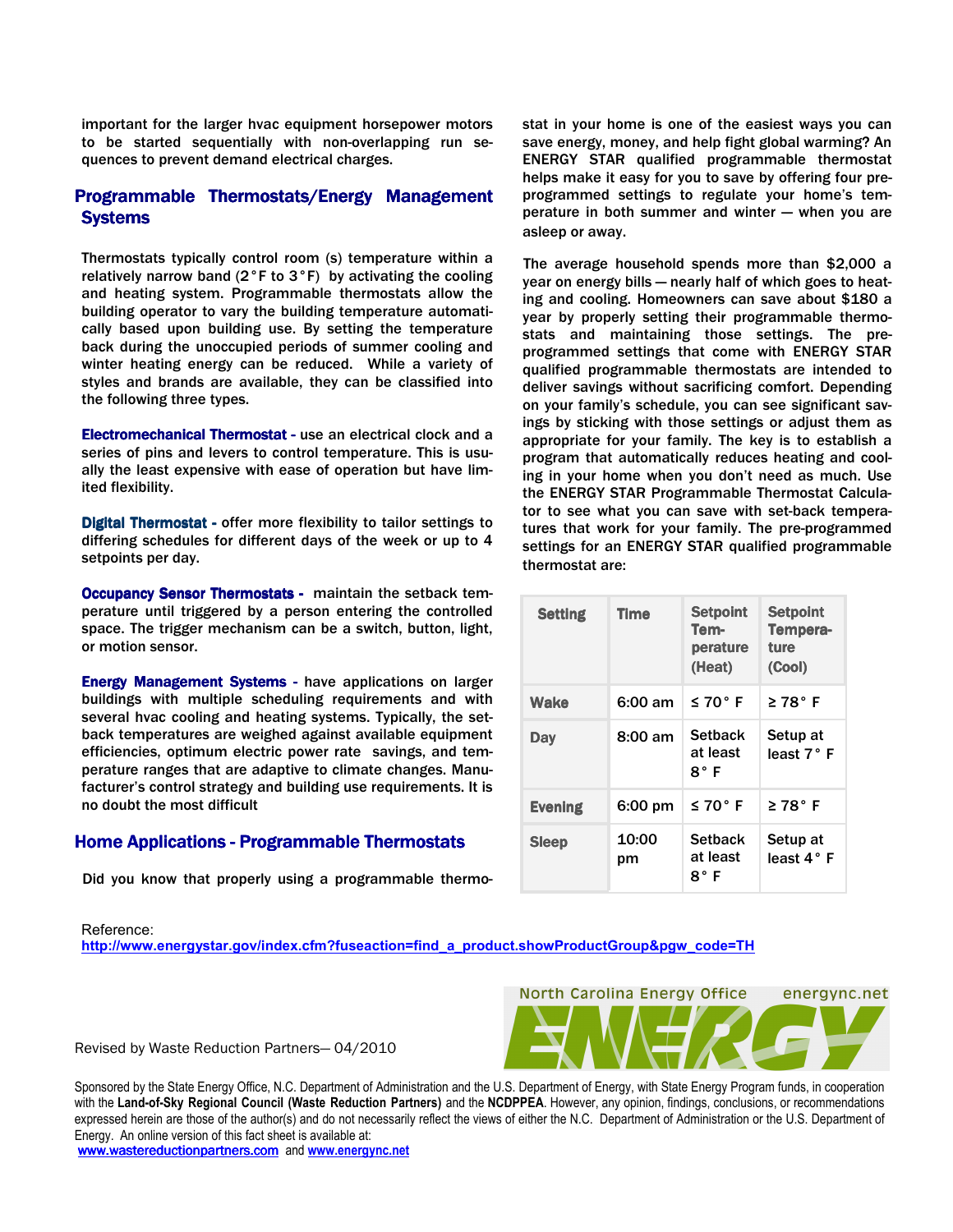important for the larger hvac equipment horsepower motors to be started sequentially with non-overlapping run sequences to prevent demand electrical charges.

## Programmable Thermostats/Energy Management Systems

Thermostats typically control room (s) temperature within a relatively narrow band (2°F to 3°F) by activating the cooling and heating system. Programmable thermostats allow the building operator to vary the building temperature automatically based upon building use. By setting the temperature back during the unoccupied periods of summer cooling and winter heating energy can be reduced. While a variety of styles and brands are available, they can be classified into the following three types.

**Electromechanical Thermostat** - use an electrical clock and a series of pins and levers to control temperature. This is usually the least expensive with ease of operation but have limited flexibility.

**Digital Thermostat** - offer more flexibility to tailor settings to differing schedules for different days of the week or up to 4 setpoints per day.

**Occupancy Sensor Thermostats** - maintain the setback temperature until triggered by a person entering the controlled space. The trigger mechanism can be a switch, button, light, or motion sensor.

**Energy Management Systems** - have applications on larger buildings with multiple scheduling requirements and with several hvac cooling and heating systems. Typically, the setback temperatures are weighed against available equipment efficiencies, optimum electric power rate savings, and temperature ranges that are adaptive to climate changes. Manufacturer's control strategy and building use requirements. It is no doubt the most difficult

## Home Applications - Programmable Thermostats

Did you know that properly using a programmable thermostat in your home is one of the easiest ways you can save energy, money, and help fight global warming? An ENERGY STAR qualified programmable thermostat helps make it easy for you to save by offering four pre-programmed settings to regulate your home's temperature in both summer and winter — when you are asleep or away.

The average household spends more than $2,000 a year on energy bills — nearly half of which goes to heating and cooling. Homeowners can save about $180 a year by properly setting their programmable thermostats and maintaining those settings. The pre-programmed settings that come with ENERGY STAR qualified programmable thermostats are intended to deliver savings without sacrificing comfort. Depending on your family's schedule, you can see significant savings by sticking with those settings or adjust them as appropriate for your family. The key is to establish a program that automatically reduces heating and cooling in your home when you don't need as much. Use the ENERGY STAR Programmable Thermostat Calculator to see what you can save with set-back temperatures that work for your family. The pre-programmed settings for an ENERGY STAR qualified programmable thermostat are:

| Setting | Time | Setpoint Temperature (Heat) | Setpoint Temperature (Cool) |
|---|---|---|---|
| Wake | 6:00 am | ≤ 70° F | ≥ 78° F |
| Day | 8:00 am | Setback at least 8° F | Setup at least 7° F |
| Evening | 6:00 pm | ≤ 70° F | ≥ 78° F |
| Sleep | 10:00 pm | Setback at least 8° F | Setup at least 4° F |

Reference:
http://www.energystar.gov/index.cfm?fuseaction=find_a_product.showProductGroup&pgw_code=TH

Revised by Waste Reduction Partners— 04/2010

North Carolina Energy Office energync.net

Sponsored by the State Energy Office, N.C. Department of Administration and the U.S. Department of Energy, with State Energy Program funds, in cooperation with the **Land-of-Sky Regional Council (Waste Reduction Partners)** and the **NCDPPEA**. However, any opinion, findings, conclusions, or recommendations expressed herein are those of the author(s) and do not necessarily reflect the views of either the N.C. Department of Administration or the U.S. Department of Energy. An online version of this fact sheet is available at:
www.wastereductionpartners.com and www.energync.net